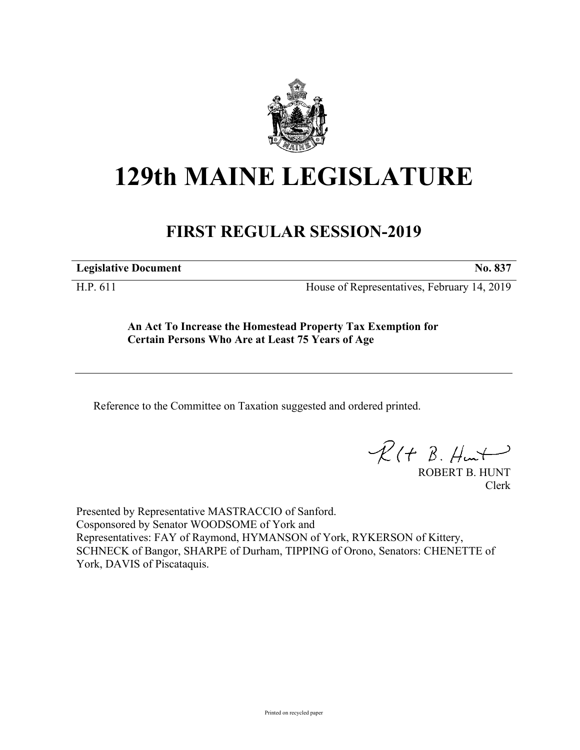# 129th MAINE LEGISLATURE

## FIRST REGULAR SESSION-2019

| **Legislative Document** | **No. 837** |
| --- | --- |
| H.P. 611 | House of Representatives, February 14, 2019 |

**An Act To Increase the Homestead Property Tax Exemption for Certain Persons Who Are at Least 75 Years of Age**

Reference to the Committee on Taxation suggested and ordered printed.

ROBERT B. HUNT
Clerk

Presented by Representative MASTRACCIO of Sanford.
Cosponsored by Senator WOODSOME of York and
Representatives: FAY of Raymond, HYMANSON of York, RYKERSON of Kittery, SCHNECK of Bangor, SHARPE of Durham, TIPPING of Orono, Senators: CHENETTE of York, DAVIS of Piscataquis.

Printed on recycled paper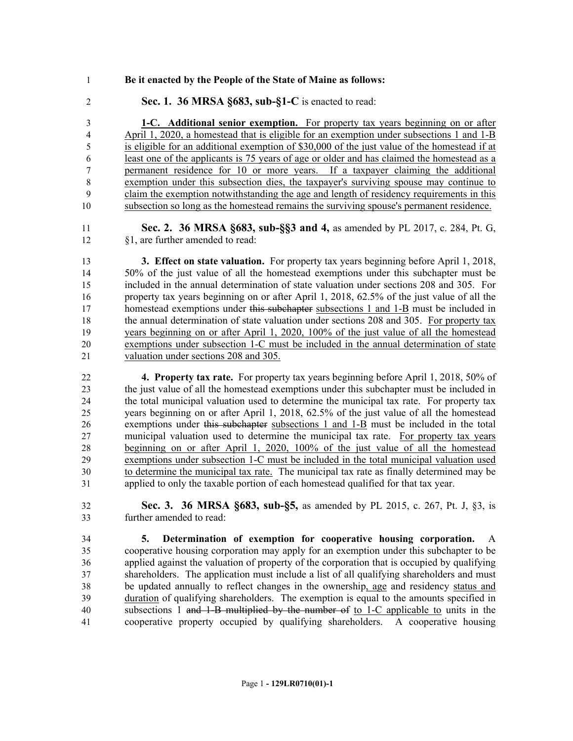**Be it enacted by the People of the State of Maine as follows:**

**Sec. 1. 36 MRSA §683, sub-§1-C** is enacted to read:

**1-C. Additional senior exemption.** For property tax years beginning on or after April 1, 2020, a homestead that is eligible for an exemption under subsections 1 and 1-B is eligible for an additional exemption of $30,000 of the just value of the homestead if at least one of the applicants is 75 years of age or older and has claimed the homestead as a permanent residence for 10 or more years. If a taxpayer claiming the additional exemption under this subsection dies, the taxpayer's surviving spouse may continue to claim the exemption notwithstanding the age and length of residency requirements in this subsection so long as the homestead remains the surviving spouse's permanent residence.

**Sec. 2. 36 MRSA §683, sub-§§3 and 4,** as amended by PL 2017, c. 284, Pt. G, §1, are further amended to read:

**3. Effect on state valuation.** For property tax years beginning before April 1, 2018, 50% of the just value of all the homestead exemptions under this subchapter must be included in the annual determination of state valuation under sections 208 and 305. For property tax years beginning on or after April 1, 2018, 62.5% of the just value of all the homestead exemptions under ~~this subchapter~~ subsections 1 and 1-B must be included in the annual determination of state valuation under sections 208 and 305. For property tax years beginning on or after April 1, 2020, 100% of the just value of all the homestead exemptions under subsection 1-C must be included in the annual determination of state valuation under sections 208 and 305.

**4. Property tax rate.** For property tax years beginning before April 1, 2018, 50% of the just value of all the homestead exemptions under this subchapter must be included in the total municipal valuation used to determine the municipal tax rate. For property tax years beginning on or after April 1, 2018, 62.5% of the just value of all the homestead exemptions under ~~this subchapter~~ subsections 1 and 1-B must be included in the total municipal valuation used to determine the municipal tax rate. For property tax years beginning on or after April 1, 2020, 100% of the just value of all the homestead exemptions under subsection 1-C must be included in the total municipal valuation used to determine the municipal tax rate. The municipal tax rate as finally determined may be applied to only the taxable portion of each homestead qualified for that tax year.

**Sec. 3. 36 MRSA §683, sub-§5,** as amended by PL 2015, c. 267, Pt. J, §3, is further amended to read:

**5. Determination of exemption for cooperative housing corporation.** A cooperative housing corporation may apply for an exemption under this subchapter to be applied against the valuation of property of the corporation that is occupied by qualifying shareholders. The application must include a list of all qualifying shareholders and must be updated annually to reflect changes in the ownership, age and residency status and duration of qualifying shareholders. The exemption is equal to the amounts specified in subsections 1 ~~and 1-B multiplied by the number of~~ to 1-C applicable to units in the cooperative property occupied by qualifying shareholders. A cooperative housing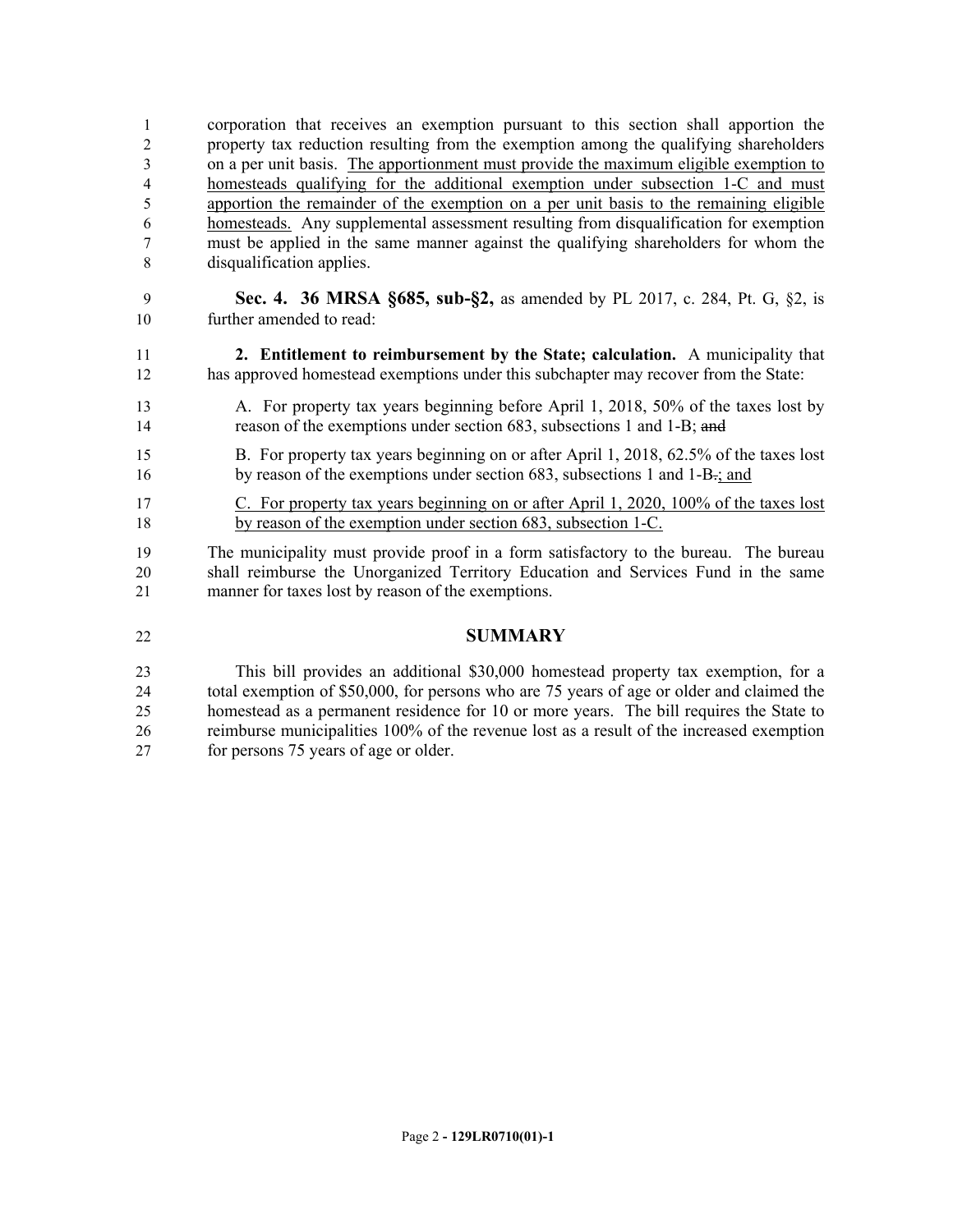corporation that receives an exemption pursuant to this section shall apportion the property tax reduction resulting from the exemption among the qualifying shareholders on a per unit basis. The apportionment must provide the maximum eligible exemption to homesteads qualifying for the additional exemption under subsection 1-C and must apportion the remainder of the exemption on a per unit basis to the remaining eligible homesteads. Any supplemental assessment resulting from disqualification for exemption must be applied in the same manner against the qualifying shareholders for whom the disqualification applies.

**Sec. 4. 36 MRSA §685, sub-§2,** as amended by PL 2017, c. 284, Pt. G, §2, is further amended to read:

**2. Entitlement to reimbursement by the State; calculation.** A municipality that has approved homestead exemptions under this subchapter may recover from the State:

A. For property tax years beginning before April 1, 2018, 50% of the taxes lost by reason of the exemptions under section 683, subsections 1 and 1-B; ~~and~~

B. For property tax years beginning on or after April 1, 2018, 62.5% of the taxes lost by reason of the exemptions under section 683, subsections 1 and 1-B~~.~~; and

C. For property tax years beginning on or after April 1, 2020, 100% of the taxes lost by reason of the exemption under section 683, subsection 1-C.

The municipality must provide proof in a form satisfactory to the bureau. The bureau shall reimburse the Unorganized Territory Education and Services Fund in the same manner for taxes lost by reason of the exemptions.

## SUMMARY

This bill provides an additional $30,000 homestead property tax exemption, for a total exemption of $50,000, for persons who are 75 years of age or older and claimed the homestead as a permanent residence for 10 or more years. The bill requires the State to reimburse municipalities 100% of the revenue lost as a result of the increased exemption for persons 75 years of age or older.